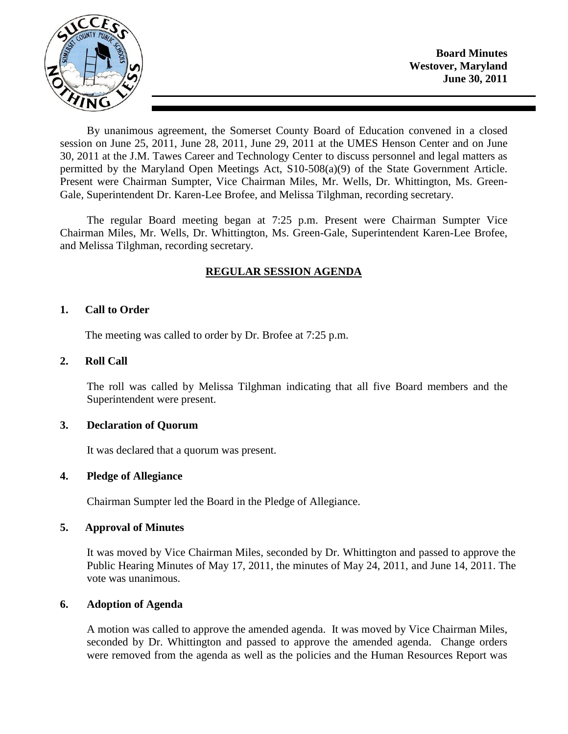**Board Minutes**
**Westover, Maryland**
**June 30, 2011**

By unanimous agreement, the Somerset County Board of Education convened in a closed session on June 25, 2011, June 28, 2011, June 29, 2011 at the UMES Henson Center and on June 30, 2011 at the J.M. Tawes Career and Technology Center to discuss personnel and legal matters as permitted by the Maryland Open Meetings Act, S10-508(a)(9) of the State Government Article. Present were Chairman Sumpter, Vice Chairman Miles, Mr. Wells, Dr. Whittington, Ms. Green-Gale, Superintendent Dr. Karen-Lee Brofee, and Melissa Tilghman, recording secretary.

The regular Board meeting began at 7:25 p.m. Present were Chairman Sumpter Vice Chairman Miles, Mr. Wells, Dr. Whittington, Ms. Green-Gale, Superintendent Karen-Lee Brofee, and Melissa Tilghman, recording secretary.

## REGULAR SESSION AGENDA

### 1. Call to Order

The meeting was called to order by Dr. Brofee at 7:25 p.m.

### 2. Roll Call

The roll was called by Melissa Tilghman indicating that all five Board members and the Superintendent were present.

### 3. Declaration of Quorum

It was declared that a quorum was present.

### 4. Pledge of Allegiance

Chairman Sumpter led the Board in the Pledge of Allegiance.

### 5. Approval of Minutes

It was moved by Vice Chairman Miles, seconded by Dr. Whittington and passed to approve the Public Hearing Minutes of May 17, 2011, the minutes of May 24, 2011, and June 14, 2011. The vote was unanimous.

### 6. Adoption of Agenda

A motion was called to approve the amended agenda. It was moved by Vice Chairman Miles, seconded by Dr. Whittington and passed to approve the amended agenda. Change orders were removed from the agenda as well as the policies and the Human Resources Report was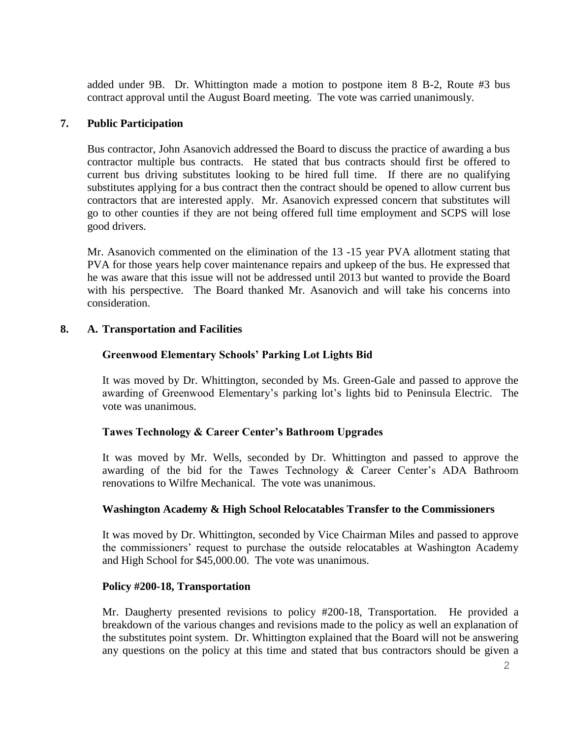added under 9B. Dr. Whittington made a motion to postpone item 8 B-2, Route #3 bus contract approval until the August Board meeting. The vote was carried unanimously.

**7. Public Participation**

Bus contractor, John Asanovich addressed the Board to discuss the practice of awarding a bus contractor multiple bus contracts. He stated that bus contracts should first be offered to current bus driving substitutes looking to be hired full time. If there are no qualifying substitutes applying for a bus contract then the contract should be opened to allow current bus contractors that are interested apply. Mr. Asanovich expressed concern that substitutes will go to other counties if they are not being offered full time employment and SCPS will lose good drivers.

Mr. Asanovich commented on the elimination of the 13 -15 year PVA allotment stating that PVA for those years help cover maintenance repairs and upkeep of the bus. He expressed that he was aware that this issue will not be addressed until 2013 but wanted to provide the Board with his perspective. The Board thanked Mr. Asanovich and will take his concerns into consideration.

**8. A. Transportation and Facilities**

**Greenwood Elementary Schools' Parking Lot Lights Bid**

It was moved by Dr. Whittington, seconded by Ms. Green-Gale and passed to approve the awarding of Greenwood Elementary's parking lot's lights bid to Peninsula Electric. The vote was unanimous.

**Tawes Technology & Career Center's Bathroom Upgrades**

It was moved by Mr. Wells, seconded by Dr. Whittington and passed to approve the awarding of the bid for the Tawes Technology & Career Center's ADA Bathroom renovations to Wilfre Mechanical. The vote was unanimous.

**Washington Academy & High School Relocatables Transfer to the Commissioners**

It was moved by Dr. Whittington, seconded by Vice Chairman Miles and passed to approve the commissioners' request to purchase the outside relocatables at Washington Academy and High School for $45,000.00. The vote was unanimous.

**Policy #200-18, Transportation**

Mr. Daugherty presented revisions to policy #200-18, Transportation. He provided a breakdown of the various changes and revisions made to the policy as well an explanation of the substitutes point system. Dr. Whittington explained that the Board will not be answering any questions on the policy at this time and stated that bus contractors should be given a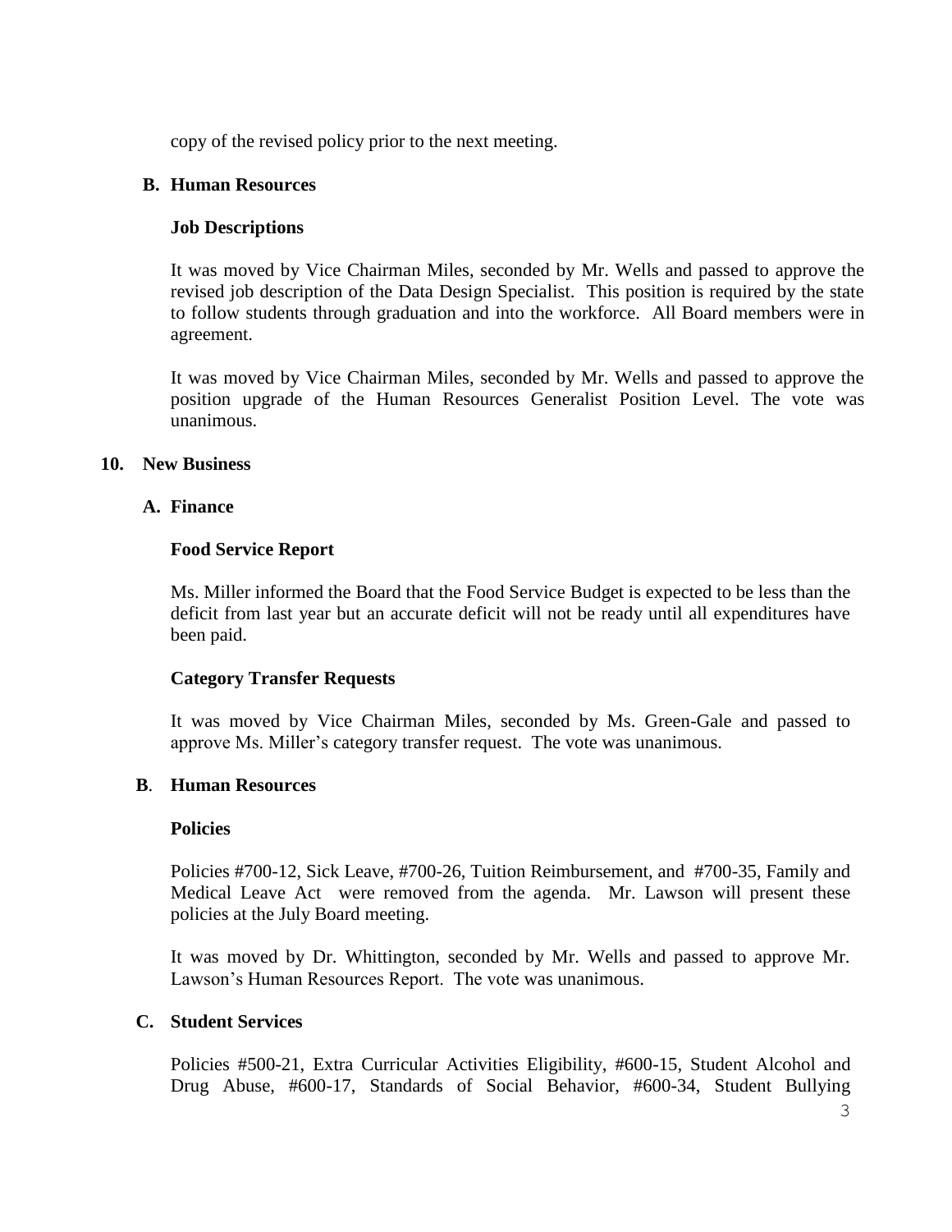copy of the revised policy prior to the next meeting.

### B. Human Resources

**Job Descriptions**

It was moved by Vice Chairman Miles, seconded by Mr. Wells and passed to approve the revised job description of the Data Design Specialist. This position is required by the state to follow students through graduation and into the workforce. All Board members were in agreement.

It was moved by Vice Chairman Miles, seconded by Mr. Wells and passed to approve the position upgrade of the Human Resources Generalist Position Level. The vote was unanimous.

## 10. New Business

### A. Finance

**Food Service Report**

Ms. Miller informed the Board that the Food Service Budget is expected to be less than the deficit from last year but an accurate deficit will not be ready until all expenditures have been paid.

**Category Transfer Requests**

It was moved by Vice Chairman Miles, seconded by Ms. Green-Gale and passed to approve Ms. Miller's category transfer request. The vote was unanimous.

### B. Human Resources

**Policies**

Policies #700-12, Sick Leave, #700-26, Tuition Reimbursement, and #700-35, Family and Medical Leave Act were removed from the agenda. Mr. Lawson will present these policies at the July Board meeting.

It was moved by Dr. Whittington, seconded by Mr. Wells and passed to approve Mr. Lawson's Human Resources Report. The vote was unanimous.

### C. Student Services

Policies #500-21, Extra Curricular Activities Eligibility, #600-15, Student Alcohol and Drug Abuse, #600-17, Standards of Social Behavior, #600-34, Student Bullying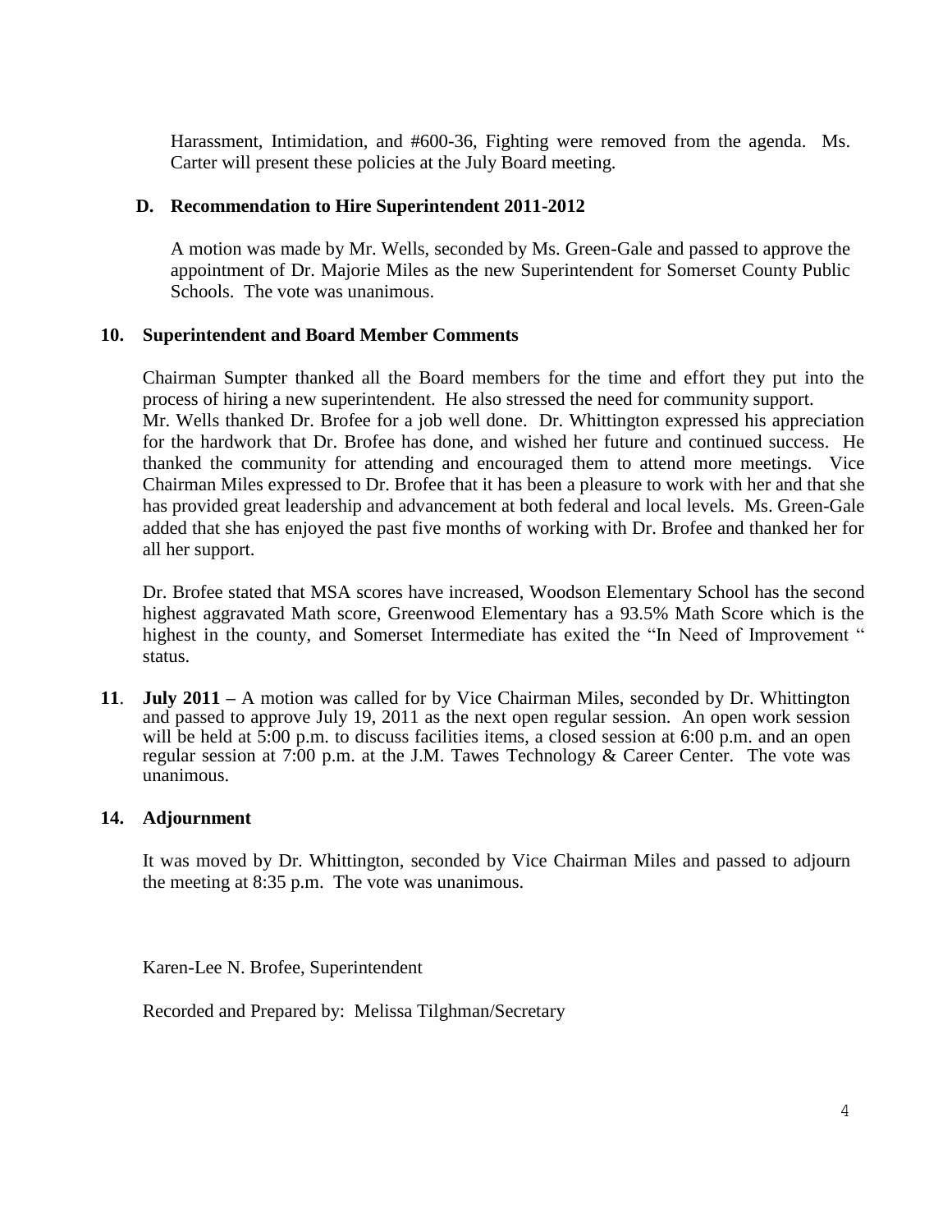Harassment, Intimidation, and #600-36, Fighting were removed from the agenda. Ms. Carter will present these policies at the July Board meeting.

**D. Recommendation to Hire Superintendent 2011-2012**

A motion was made by Mr. Wells, seconded by Ms. Green-Gale and passed to approve the appointment of Dr. Majorie Miles as the new Superintendent for Somerset County Public Schools. The vote was unanimous.

**10. Superintendent and Board Member Comments**

Chairman Sumpter thanked all the Board members for the time and effort they put into the process of hiring a new superintendent. He also stressed the need for community support. Mr. Wells thanked Dr. Brofee for a job well done. Dr. Whittington expressed his appreciation for the hardwork that Dr. Brofee has done, and wished her future and continued success. He thanked the community for attending and encouraged them to attend more meetings. Vice Chairman Miles expressed to Dr. Brofee that it has been a pleasure to work with her and that she has provided great leadership and advancement at both federal and local levels. Ms. Green-Gale added that she has enjoyed the past five months of working with Dr. Brofee and thanked her for all her support.

Dr. Brofee stated that MSA scores have increased, Woodson Elementary School has the second highest aggravated Math score, Greenwood Elementary has a 93.5% Math Score which is the highest in the county, and Somerset Intermediate has exited the "In Need of Improvement " status.

**11**. **July 2011 –** A motion was called for by Vice Chairman Miles, seconded by Dr. Whittington and passed to approve July 19, 2011 as the next open regular session. An open work session will be held at 5:00 p.m. to discuss facilities items, a closed session at 6:00 p.m. and an open regular session at 7:00 p.m. at the J.M. Tawes Technology & Career Center. The vote was unanimous.

**14. Adjournment**

It was moved by Dr. Whittington, seconded by Vice Chairman Miles and passed to adjourn the meeting at 8:35 p.m. The vote was unanimous.

Karen-Lee N. Brofee, Superintendent

Recorded and Prepared by: Melissa Tilghman/Secretary